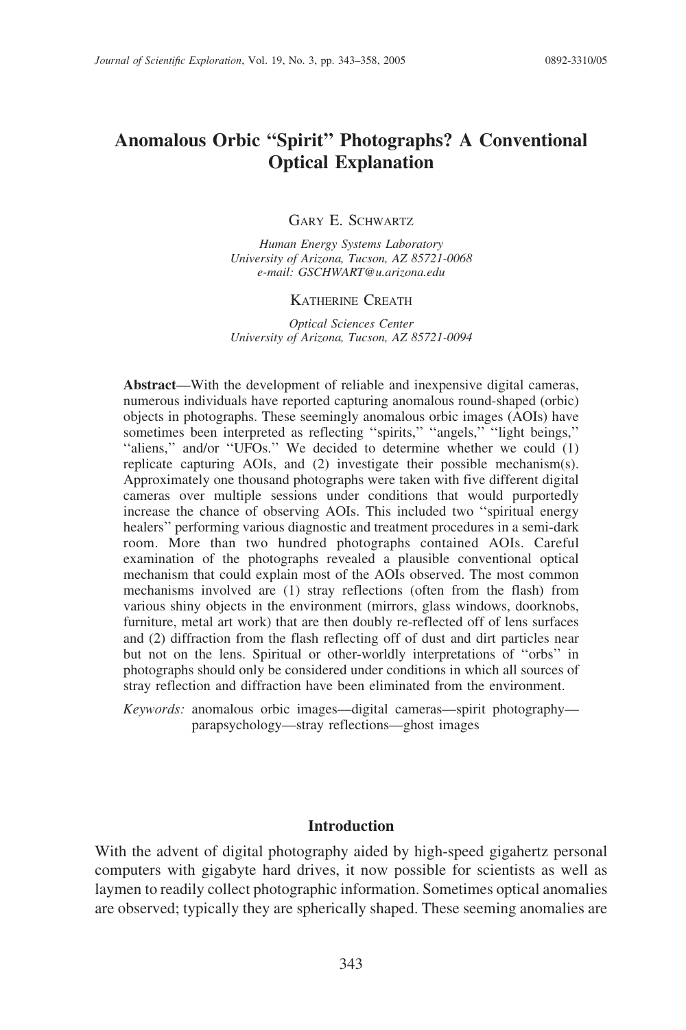# Anomalous Orbic "Spirit" Photographs? A Conventional Optical Explanation

Gary E. Schwartz

*Human Energy Systems Laboratory*
*University of Arizona, Tucson, AZ 85721-0068*
*e-mail: GSCHWART@u.arizona.edu*

Katherine Creath

*Optical Sciences Center*
*University of Arizona, Tucson, AZ 85721-0094*

**Abstract**—With the development of reliable and inexpensive digital cameras, numerous individuals have reported capturing anomalous round-shaped (orbic) objects in photographs. These seemingly anomalous orbic images (AOIs) have sometimes been interpreted as reflecting "spirits," "angels," "light beings," "aliens," and/or "UFOs." We decided to determine whether we could (1) replicate capturing AOIs, and (2) investigate their possible mechanism(s). Approximately one thousand photographs were taken with five different digital cameras over multiple sessions under conditions that would purportedly increase the chance of observing AOIs. This included two "spiritual energy healers" performing various diagnostic and treatment procedures in a semi-dark room. More than two hundred photographs contained AOIs. Careful examination of the photographs revealed a plausible conventional optical mechanism that could explain most of the AOIs observed. The most common mechanisms involved are (1) stray reflections (often from the flash) from various shiny objects in the environment (mirrors, glass windows, doorknobs, furniture, metal art work) that are then doubly re-reflected off of lens surfaces and (2) diffraction from the flash reflecting off of dust and dirt particles near but not on the lens. Spiritual or other-worldly interpretations of "orbs" in photographs should only be considered under conditions in which all sources of stray reflection and diffraction have been eliminated from the environment.

*Keywords:* anomalous orbic images—digital cameras—spirit photography—parapsychology—stray reflections—ghost images

## Introduction

With the advent of digital photography aided by high-speed gigahertz personal computers with gigabyte hard drives, it now possible for scientists as well as laymen to readily collect photographic information. Sometimes optical anomalies are observed; typically they are spherically shaped. These seeming anomalies are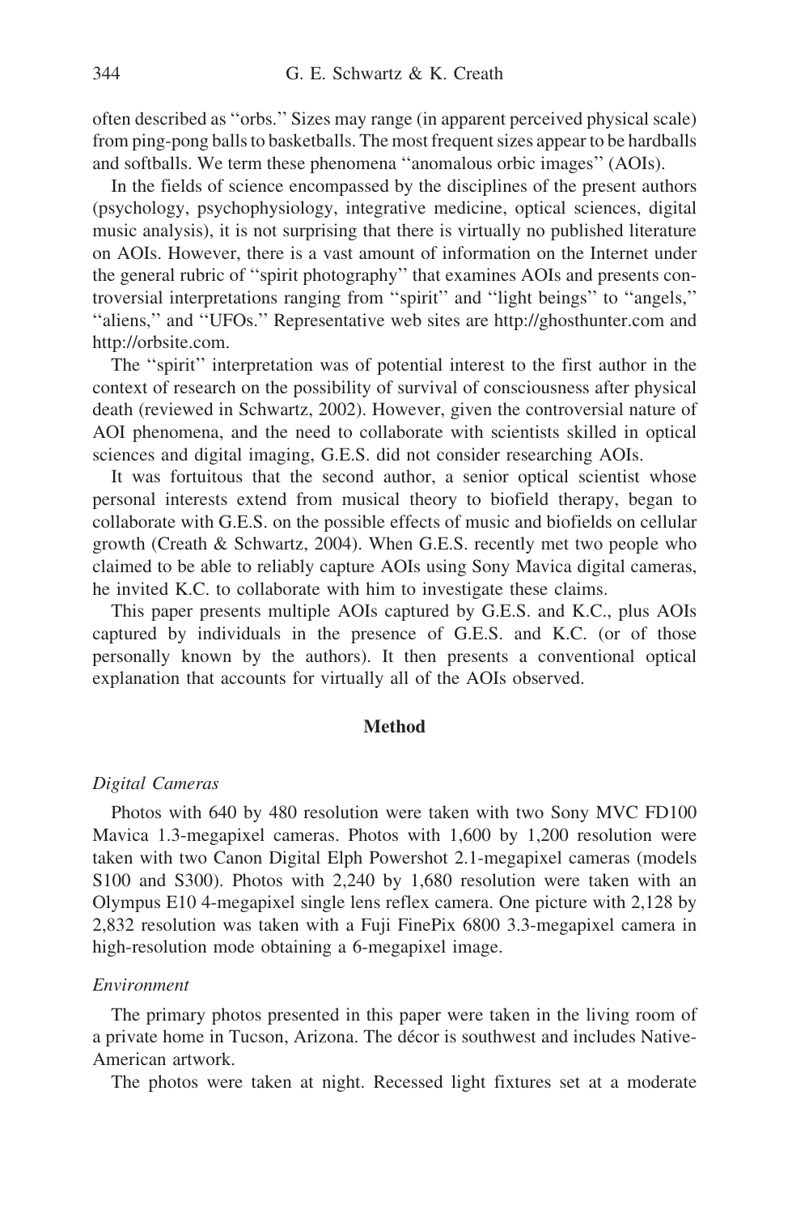often described as ''orbs.'' Sizes may range (in apparent perceived physical scale) from ping-pong balls to basketballs. The most frequent sizes appear to be hardballs and softballs. We term these phenomena ''anomalous orbic images'' (AOIs).

In the fields of science encompassed by the disciplines of the present authors (psychology, psychophysiology, integrative medicine, optical sciences, digital music analysis), it is not surprising that there is virtually no published literature on AOIs. However, there is a vast amount of information on the Internet under the general rubric of ''spirit photography'' that examines AOIs and presents controversial interpretations ranging from ''spirit'' and ''light beings'' to ''angels,'' ''aliens,'' and ''UFOs.'' Representative web sites are http://ghosthunter.com and http://orbsite.com.

The ''spirit'' interpretation was of potential interest to the first author in the context of research on the possibility of survival of consciousness after physical death (reviewed in Schwartz, 2002). However, given the controversial nature of AOI phenomena, and the need to collaborate with scientists skilled in optical sciences and digital imaging, G.E.S. did not consider researching AOIs.

It was fortuitous that the second author, a senior optical scientist whose personal interests extend from musical theory to biofield therapy, began to collaborate with G.E.S. on the possible effects of music and biofields on cellular growth (Creath & Schwartz, 2004). When G.E.S. recently met two people who claimed to be able to reliably capture AOIs using Sony Mavica digital cameras, he invited K.C. to collaborate with him to investigate these claims.

This paper presents multiple AOIs captured by G.E.S. and K.C., plus AOIs captured by individuals in the presence of G.E.S. and K.C. (or of those personally known by the authors). It then presents a conventional optical explanation that accounts for virtually all of the AOIs observed.

## Method

### *Digital Cameras*

Photos with 640 by 480 resolution were taken with two Sony MVC FD100 Mavica 1.3-megapixel cameras. Photos with 1,600 by 1,200 resolution were taken with two Canon Digital Elph Powershot 2.1-megapixel cameras (models S100 and S300). Photos with 2,240 by 1,680 resolution were taken with an Olympus E10 4-megapixel single lens reflex camera. One picture with 2,128 by 2,832 resolution was taken with a Fuji FinePix 6800 3.3-megapixel camera in high-resolution mode obtaining a 6-megapixel image.

### *Environment*

The primary photos presented in this paper were taken in the living room of a private home in Tucson, Arizona. The décor is southwest and includes Native-American artwork.

The photos were taken at night. Recessed light fixtures set at a moderate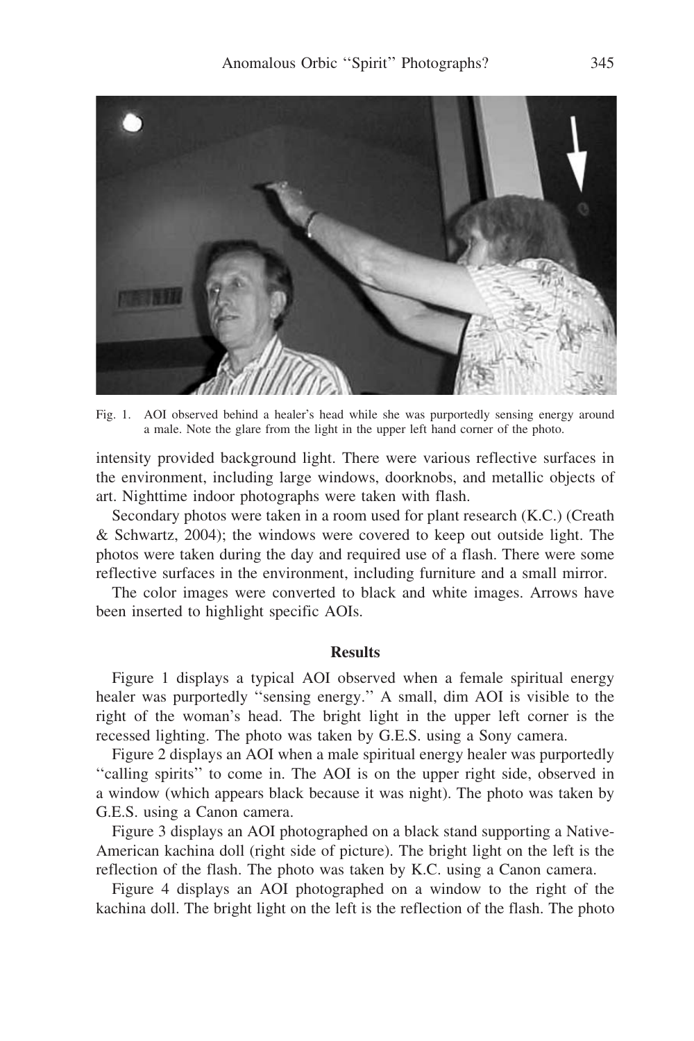Fig. 1. AOI observed behind a healer's head while she was purportedly sensing energy around a male. Note the glare from the light in the upper left hand corner of the photo.

intensity provided background light. There were various reflective surfaces in the environment, including large windows, doorknobs, and metallic objects of art. Nighttime indoor photographs were taken with flash.

Secondary photos were taken in a room used for plant research (K.C.) (Creath & Schwartz, 2004); the windows were covered to keep out outside light. The photos were taken during the day and required use of a flash. There were some reflective surfaces in the environment, including furniture and a small mirror.

The color images were converted to black and white images. Arrows have been inserted to highlight specific AOIs.

## Results

Figure 1 displays a typical AOI observed when a female spiritual energy healer was purportedly ''sensing energy.'' A small, dim AOI is visible to the right of the woman's head. The bright light in the upper left corner is the recessed lighting. The photo was taken by G.E.S. using a Sony camera.

Figure 2 displays an AOI when a male spiritual energy healer was purportedly ''calling spirits'' to come in. The AOI is on the upper right side, observed in a window (which appears black because it was night). The photo was taken by G.E.S. using a Canon camera.

Figure 3 displays an AOI photographed on a black stand supporting a Native-American kachina doll (right side of picture). The bright light on the left is the reflection of the flash. The photo was taken by K.C. using a Canon camera.

Figure 4 displays an AOI photographed on a window to the right of the kachina doll. The bright light on the left is the reflection of the flash. The photo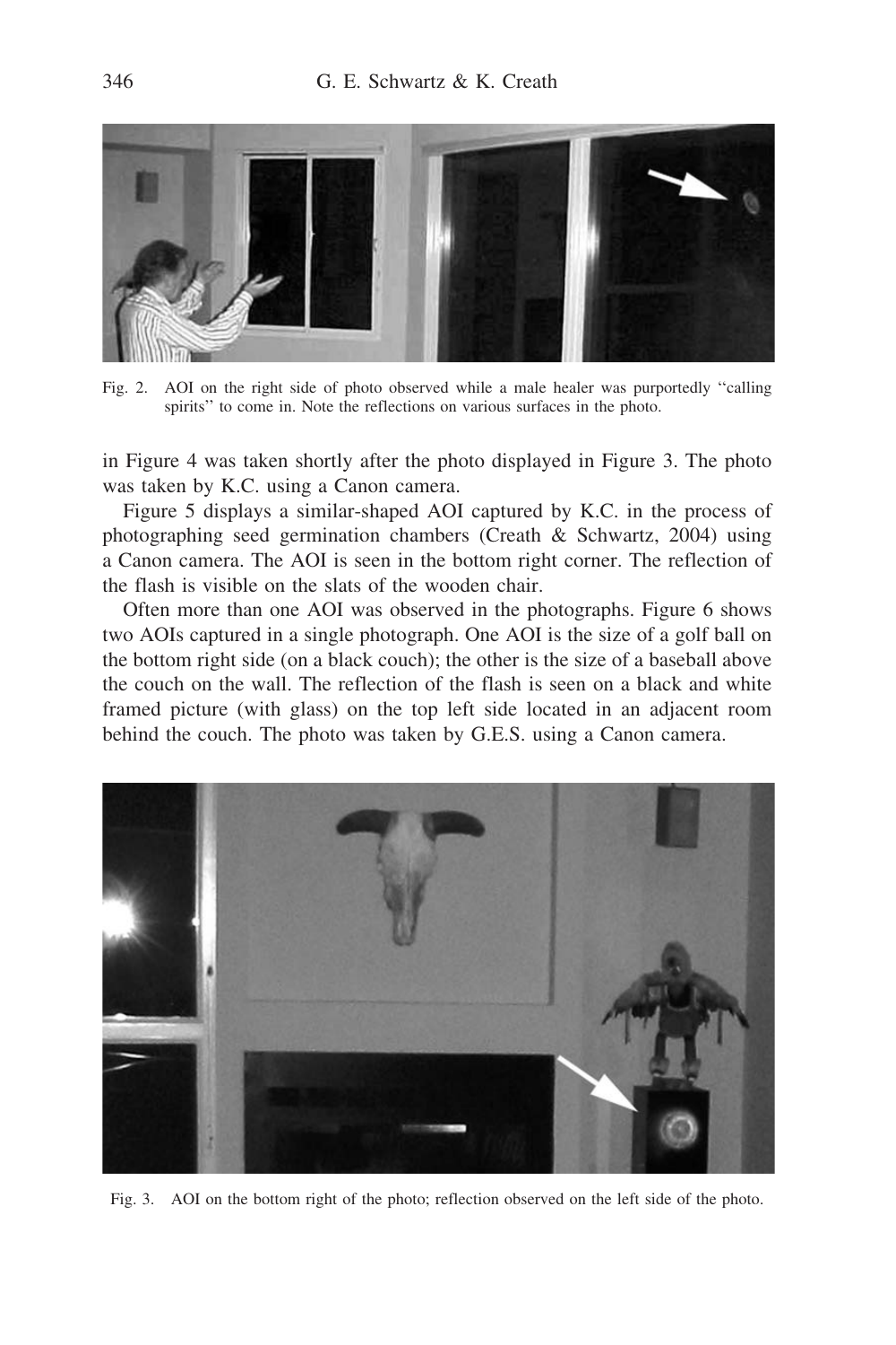Fig. 2. AOI on the right side of photo observed while a male healer was purportedly ''calling spirits'' to come in. Note the reflections on various surfaces in the photo.

in Figure 4 was taken shortly after the photo displayed in Figure 3. The photo was taken by K.C. using a Canon camera.

Figure 5 displays a similar-shaped AOI captured by K.C. in the process of photographing seed germination chambers (Creath & Schwartz, 2004) using a Canon camera. The AOI is seen in the bottom right corner. The reflection of the flash is visible on the slats of the wooden chair.

Often more than one AOI was observed in the photographs. Figure 6 shows two AOIs captured in a single photograph. One AOI is the size of a golf ball on the bottom right side (on a black couch); the other is the size of a baseball above the couch on the wall. The reflection of the flash is seen on a black and white framed picture (with glass) on the top left side located in an adjacent room behind the couch. The photo was taken by G.E.S. using a Canon camera.

Fig. 3. AOI on the bottom right of the photo; reflection observed on the left side of the photo.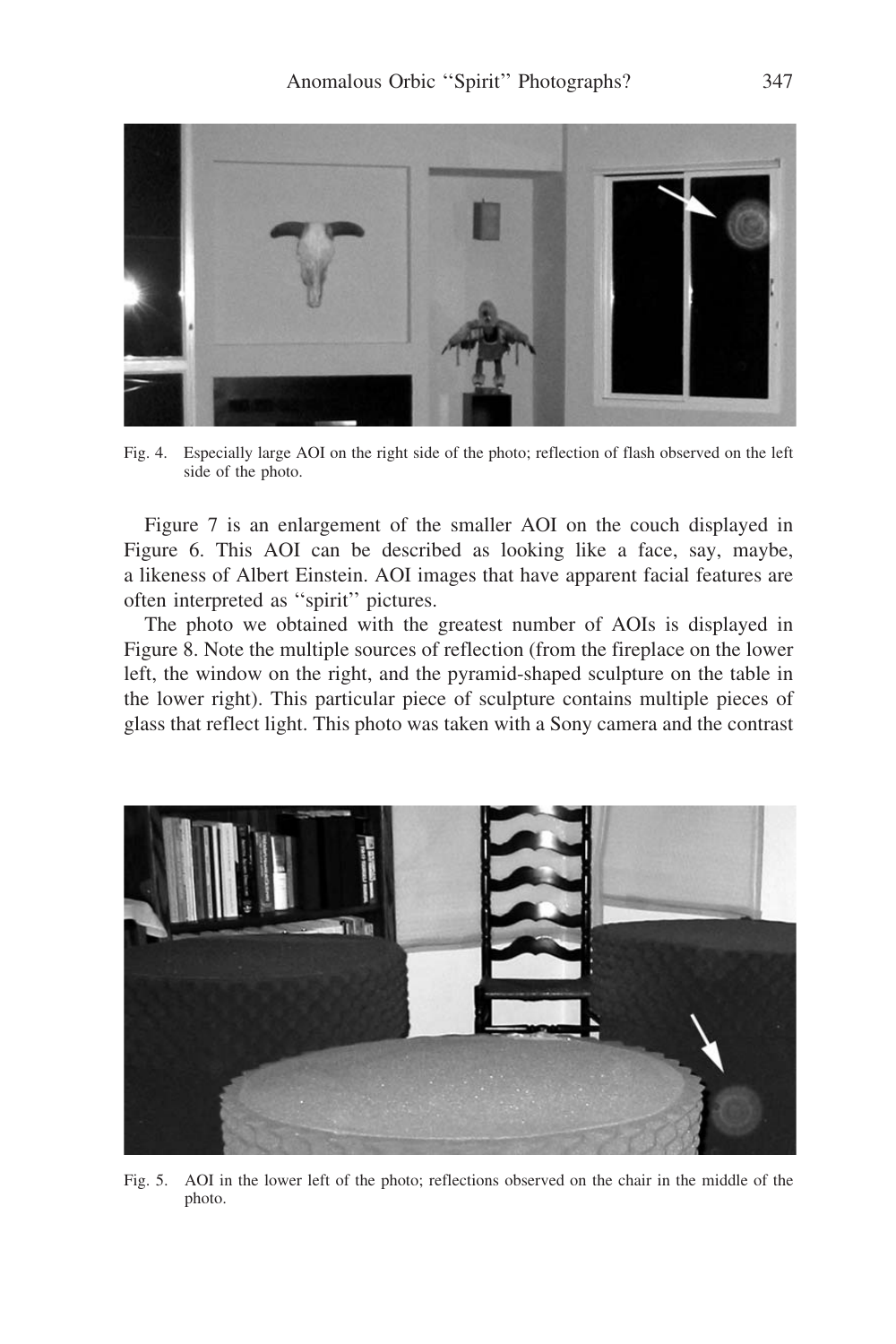Fig. 4. Especially large AOI on the right side of the photo; reflection of flash observed on the left side of the photo.

Figure 7 is an enlargement of the smaller AOI on the couch displayed in Figure 6. This AOI can be described as looking like a face, say, maybe, a likeness of Albert Einstein. AOI images that have apparent facial features are often interpreted as ''spirit'' pictures.

The photo we obtained with the greatest number of AOIs is displayed in Figure 8. Note the multiple sources of reflection (from the fireplace on the lower left, the window on the right, and the pyramid-shaped sculpture on the table in the lower right). This particular piece of sculpture contains multiple pieces of glass that reflect light. This photo was taken with a Sony camera and the contrast

Fig. 5. AOI in the lower left of the photo; reflections observed on the chair in the middle of the photo.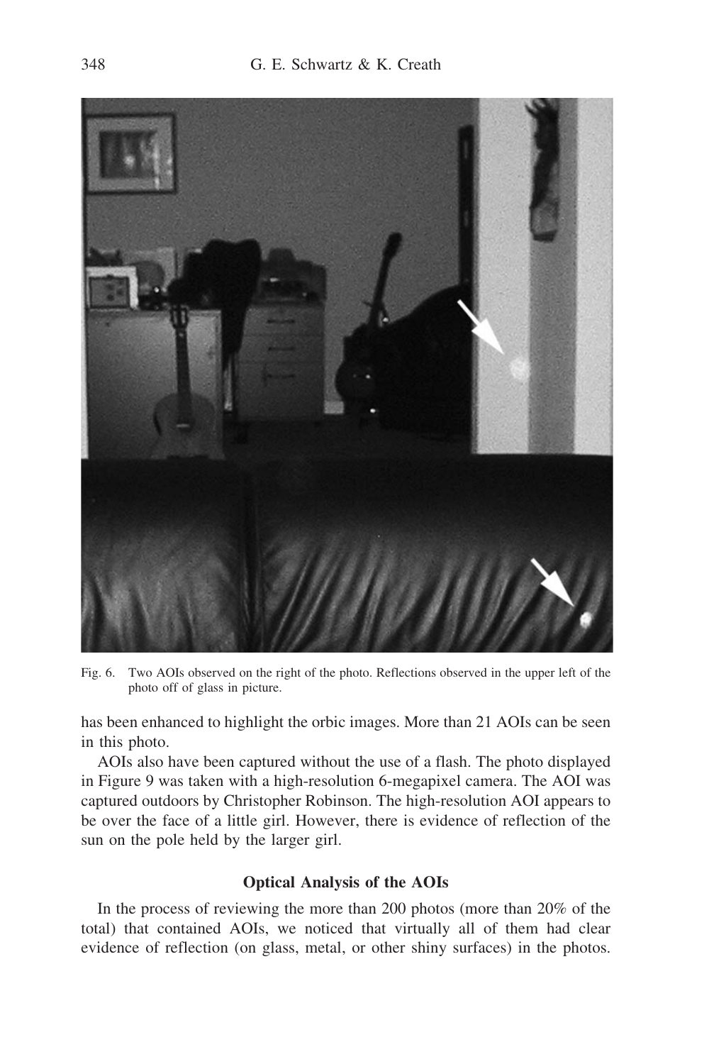Fig. 6. Two AOIs observed on the right of the photo. Reflections observed in the upper left of the photo off of glass in picture.

has been enhanced to highlight the orbic images. More than 21 AOIs can be seen in this photo.

AOIs also have been captured without the use of a flash. The photo displayed in Figure 9 was taken with a high-resolution 6-megapixel camera. The AOI was captured outdoors by Christopher Robinson. The high-resolution AOI appears to be over the face of a little girl. However, there is evidence of reflection of the sun on the pole held by the larger girl.

## Optical Analysis of the AOIs

In the process of reviewing the more than 200 photos (more than 20% of the total) that contained AOIs, we noticed that virtually all of them had clear evidence of reflection (on glass, metal, or other shiny surfaces) in the photos.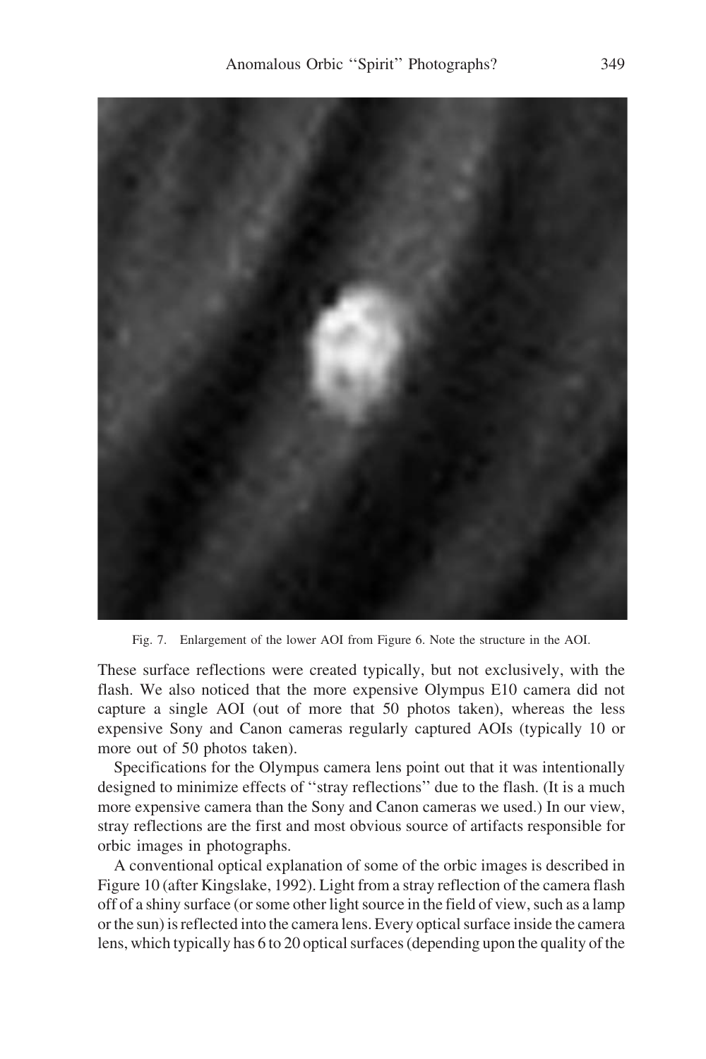Fig. 7. Enlargement of the lower AOI from Figure 6. Note the structure in the AOI.

These surface reflections were created typically, but not exclusively, with the flash. We also noticed that the more expensive Olympus E10 camera did not capture a single AOI (out of more that 50 photos taken), whereas the less expensive Sony and Canon cameras regularly captured AOIs (typically 10 or more out of 50 photos taken).

Specifications for the Olympus camera lens point out that it was intentionally designed to minimize effects of ''stray reflections'' due to the flash. (It is a much more expensive camera than the Sony and Canon cameras we used.) In our view, stray reflections are the first and most obvious source of artifacts responsible for orbic images in photographs.

A conventional optical explanation of some of the orbic images is described in Figure 10 (after Kingslake, 1992). Light from a stray reflection of the camera flash off of a shiny surface (or some other light source in the field of view, such as a lamp or the sun) is reflected into the camera lens. Every optical surface inside the camera lens, which typically has 6 to 20 optical surfaces (depending upon the quality of the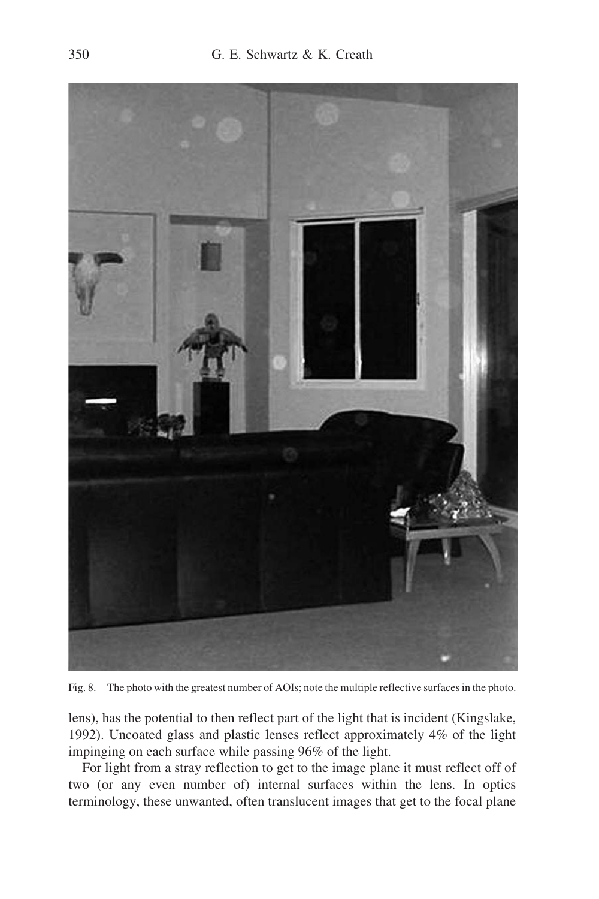Fig. 8. The photo with the greatest number of AOIs; note the multiple reflective surfaces in the photo.

lens), has the potential to then reflect part of the light that is incident (Kingslake, 1992). Uncoated glass and plastic lenses reflect approximately 4% of the light impinging on each surface while passing 96% of the light.

For light from a stray reflection to get to the image plane it must reflect off of two (or any even number of) internal surfaces within the lens. In optics terminology, these unwanted, often translucent images that get to the focal plane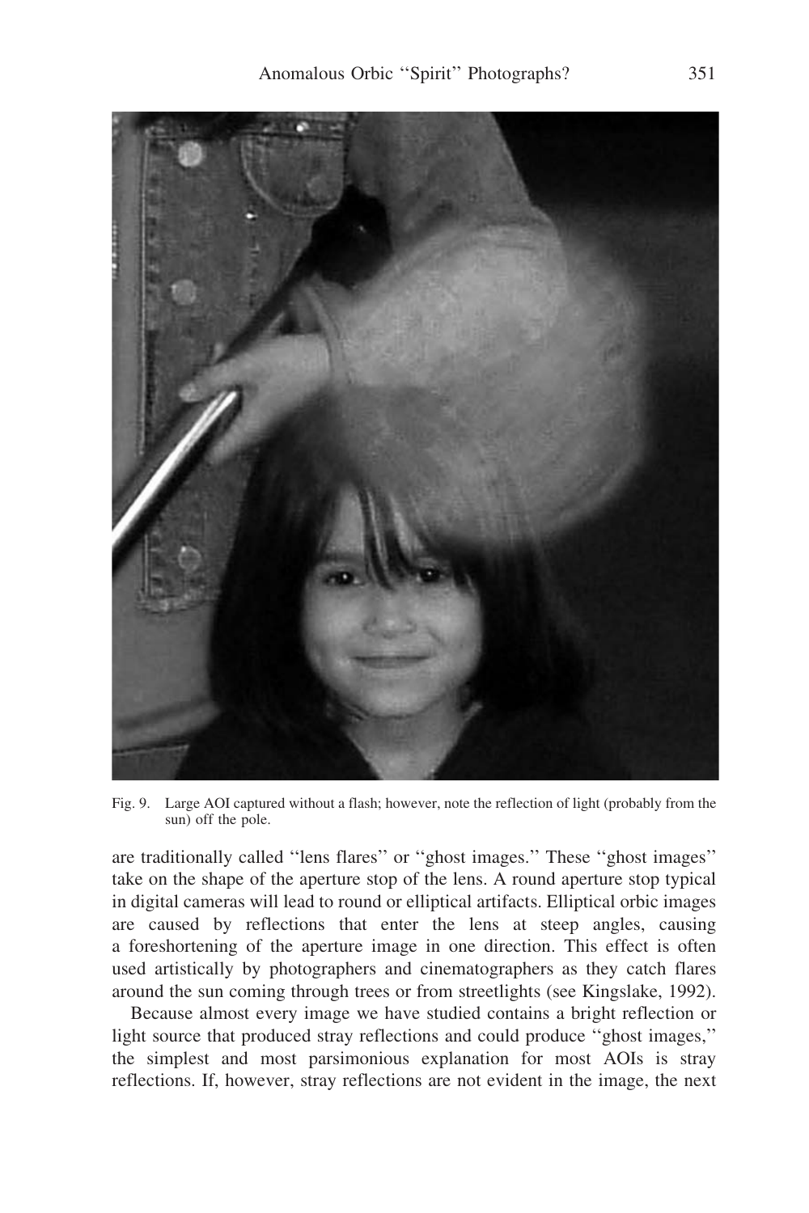Fig. 9. Large AOI captured without a flash; however, note the reflection of light (probably from the sun) off the pole.

are traditionally called "lens flares" or "ghost images." These "ghost images" take on the shape of the aperture stop of the lens. A round aperture stop typical in digital cameras will lead to round or elliptical artifacts. Elliptical orbic images are caused by reflections that enter the lens at steep angles, causing a foreshortening of the aperture image in one direction. This effect is often used artistically by photographers and cinematographers as they catch flares around the sun coming through trees or from streetlights (see Kingslake, 1992).

Because almost every image we have studied contains a bright reflection or light source that produced stray reflections and could produce "ghost images," the simplest and most parsimonious explanation for most AOIs is stray reflections. If, however, stray reflections are not evident in the image, the next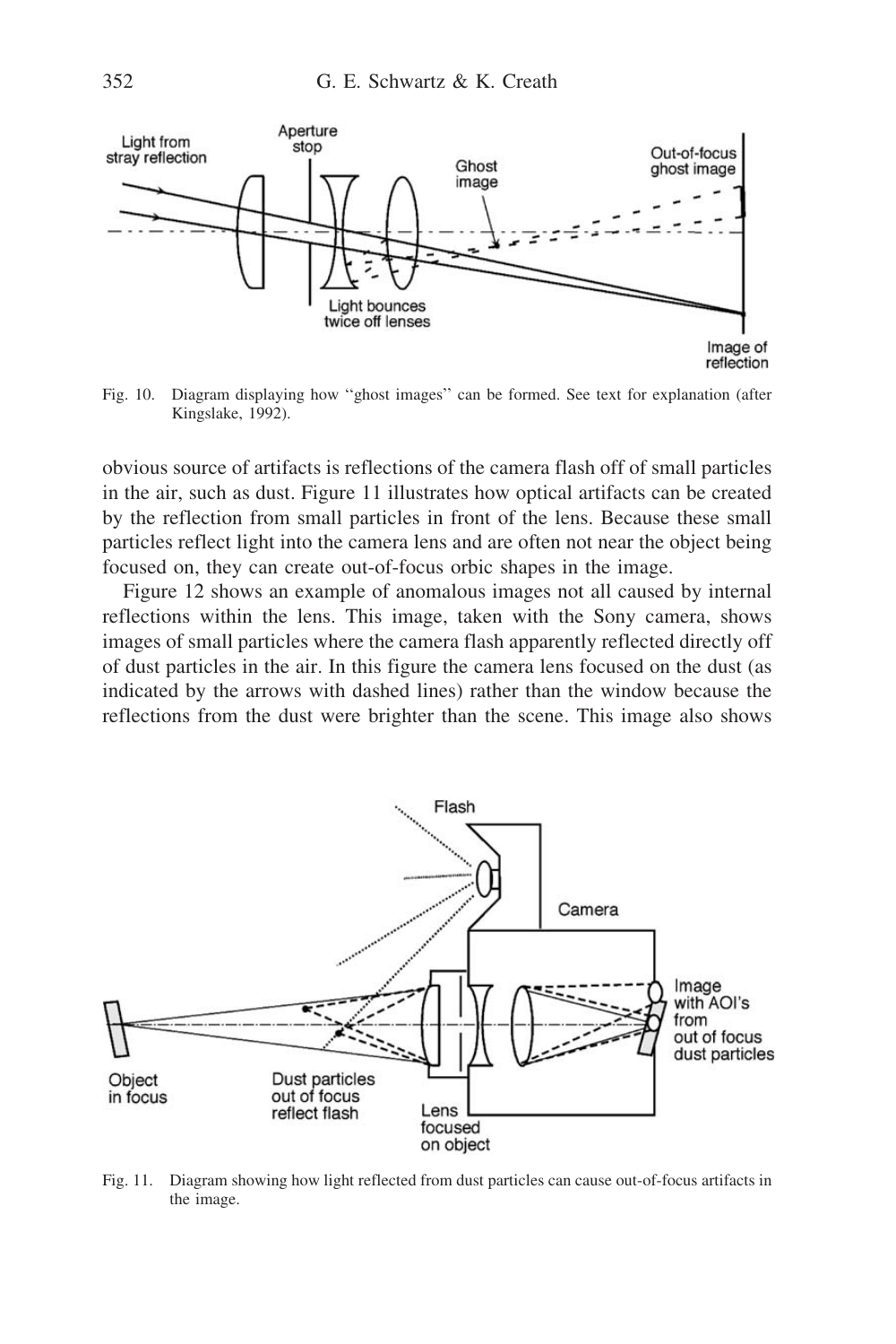Fig. 10. Diagram displaying how "ghost images" can be formed. See text for explanation (after Kingslake, 1992).

obvious source of artifacts is reflections of the camera flash off of small particles in the air, such as dust. Figure 11 illustrates how optical artifacts can be created by the reflection from small particles in front of the lens. Because these small particles reflect light into the camera lens and are often not near the object being focused on, they can create out-of-focus orbic shapes in the image.

Figure 12 shows an example of anomalous images not all caused by internal reflections within the lens. This image, taken with the Sony camera, shows images of small particles where the camera flash apparently reflected directly off of dust particles in the air. In this figure the camera lens focused on the dust (as indicated by the arrows with dashed lines) rather than the window because the reflections from the dust were brighter than the scene. This image also shows

Fig. 11. Diagram showing how light reflected from dust particles can cause out-of-focus artifacts in the image.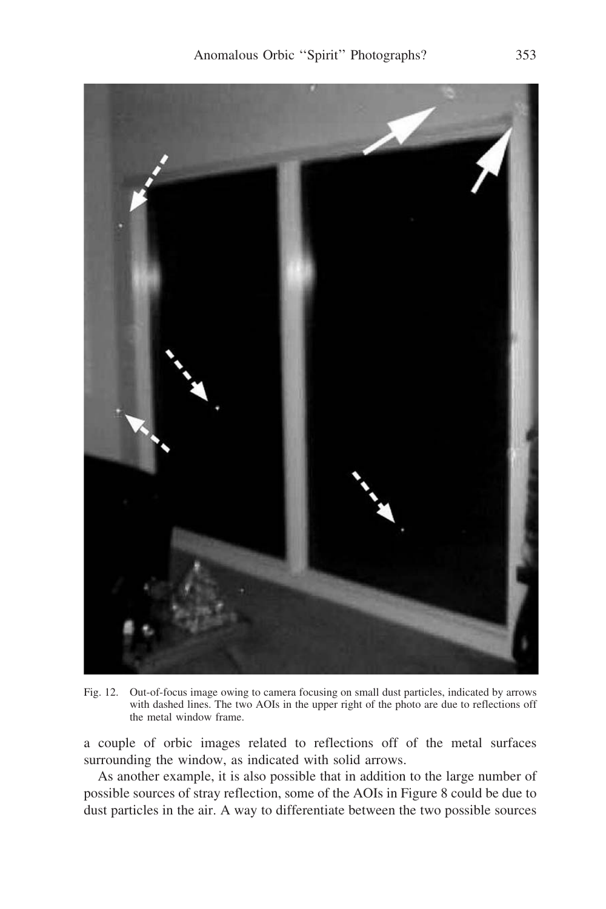Fig. 12. Out-of-focus image owing to camera focusing on small dust particles, indicated by arrows with dashed lines. The two AOIs in the upper right of the photo are due to reflections off the metal window frame.

a couple of orbic images related to reflections off of the metal surfaces surrounding the window, as indicated with solid arrows.

As another example, it is also possible that in addition to the large number of possible sources of stray reflection, some of the AOIs in Figure 8 could be due to dust particles in the air. A way to differentiate between the two possible sources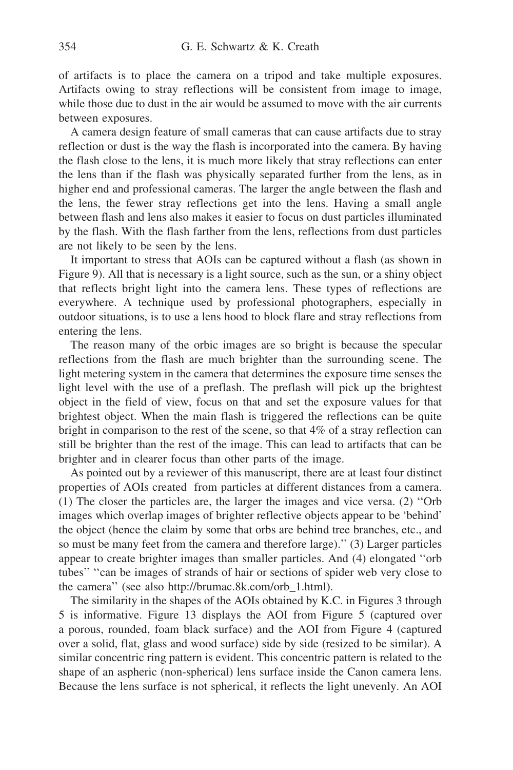of artifacts is to place the camera on a tripod and take multiple exposures. Artifacts owing to stray reflections will be consistent from image to image, while those due to dust in the air would be assumed to move with the air currents between exposures.

A camera design feature of small cameras that can cause artifacts due to stray reflection or dust is the way the flash is incorporated into the camera. By having the flash close to the lens, it is much more likely that stray reflections can enter the lens than if the flash was physically separated further from the lens, as in higher end and professional cameras. The larger the angle between the flash and the lens, the fewer stray reflections get into the lens. Having a small angle between flash and lens also makes it easier to focus on dust particles illuminated by the flash. With the flash farther from the lens, reflections from dust particles are not likely to be seen by the lens.

It important to stress that AOIs can be captured without a flash (as shown in Figure 9). All that is necessary is a light source, such as the sun, or a shiny object that reflects bright light into the camera lens. These types of reflections are everywhere. A technique used by professional photographers, especially in outdoor situations, is to use a lens hood to block flare and stray reflections from entering the lens.

The reason many of the orbic images are so bright is because the specular reflections from the flash are much brighter than the surrounding scene. The light metering system in the camera that determines the exposure time senses the light level with the use of a preflash. The preflash will pick up the brightest object in the field of view, focus on that and set the exposure values for that brightest object. When the main flash is triggered the reflections can be quite bright in comparison to the rest of the scene, so that 4% of a stray reflection can still be brighter than the rest of the image. This can lead to artifacts that can be brighter and in clearer focus than other parts of the image.

As pointed out by a reviewer of this manuscript, there are at least four distinct properties of AOIs created from particles at different distances from a camera. (1) The closer the particles are, the larger the images and vice versa. (2) ''Orb images which overlap images of brighter reflective objects appear to be 'behind' the object (hence the claim by some that orbs are behind tree branches, etc., and so must be many feet from the camera and therefore large).'' (3) Larger particles appear to create brighter images than smaller particles. And (4) elongated ''orb tubes'' ''can be images of strands of hair or sections of spider web very close to the camera'' (see also http://brumac.8k.com/orb_1.html).

The similarity in the shapes of the AOIs obtained by K.C. in Figures 3 through 5 is informative. Figure 13 displays the AOI from Figure 5 (captured over a porous, rounded, foam black surface) and the AOI from Figure 4 (captured over a solid, flat, glass and wood surface) side by side (resized to be similar). A similar concentric ring pattern is evident. This concentric pattern is related to the shape of an aspheric (non-spherical) lens surface inside the Canon camera lens. Because the lens surface is not spherical, it reflects the light unevenly. An AOI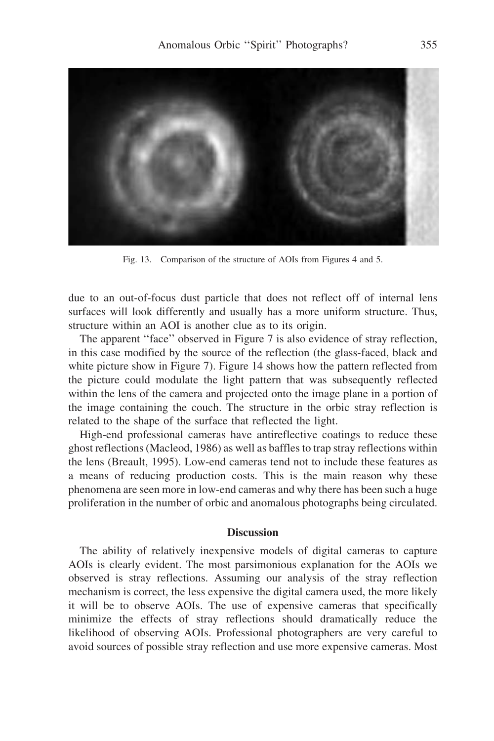Fig. 13. Comparison of the structure of AOIs from Figures 4 and 5.

due to an out-of-focus dust particle that does not reflect off of internal lens surfaces will look differently and usually has a more uniform structure. Thus, structure within an AOI is another clue as to its origin.

The apparent ''face'' observed in Figure 7 is also evidence of stray reflection, in this case modified by the source of the reflection (the glass-faced, black and white picture show in Figure 7). Figure 14 shows how the pattern reflected from the picture could modulate the light pattern that was subsequently reflected within the lens of the camera and projected onto the image plane in a portion of the image containing the couch. The structure in the orbic stray reflection is related to the shape of the surface that reflected the light.

High-end professional cameras have antireflective coatings to reduce these ghost reflections (Macleod, 1986) as well as baffles to trap stray reflections within the lens (Breault, 1995). Low-end cameras tend not to include these features as a means of reducing production costs. This is the main reason why these phenomena are seen more in low-end cameras and why there has been such a huge proliferation in the number of orbic and anomalous photographs being circulated.

## Discussion

The ability of relatively inexpensive models of digital cameras to capture AOIs is clearly evident. The most parsimonious explanation for the AOIs we observed is stray reflections. Assuming our analysis of the stray reflection mechanism is correct, the less expensive the digital camera used, the more likely it will be to observe AOIs. The use of expensive cameras that specifically minimize the effects of stray reflections should dramatically reduce the likelihood of observing AOIs. Professional photographers are very careful to avoid sources of possible stray reflection and use more expensive cameras. Most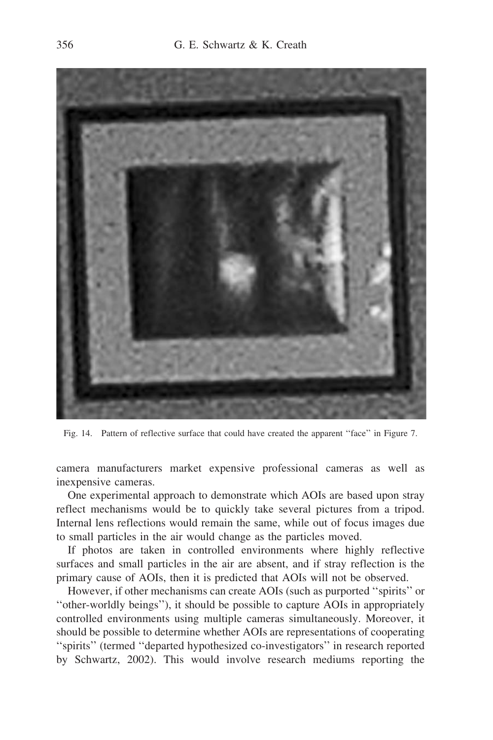Fig. 14. Pattern of reflective surface that could have created the apparent ''face'' in Figure 7.

camera manufacturers market expensive professional cameras as well as inexpensive cameras.

One experimental approach to demonstrate which AOIs are based upon stray reflect mechanisms would be to quickly take several pictures from a tripod. Internal lens reflections would remain the same, while out of focus images due to small particles in the air would change as the particles moved.

If photos are taken in controlled environments where highly reflective surfaces and small particles in the air are absent, and if stray reflection is the primary cause of AOIs, then it is predicted that AOIs will not be observed.

However, if other mechanisms can create AOIs (such as purported ''spirits'' or ''other-worldly beings''), it should be possible to capture AOIs in appropriately controlled environments using multiple cameras simultaneously. Moreover, it should be possible to determine whether AOIs are representations of cooperating ''spirits'' (termed ''departed hypothesized co-investigators'' in research reported by Schwartz, 2002). This would involve research mediums reporting the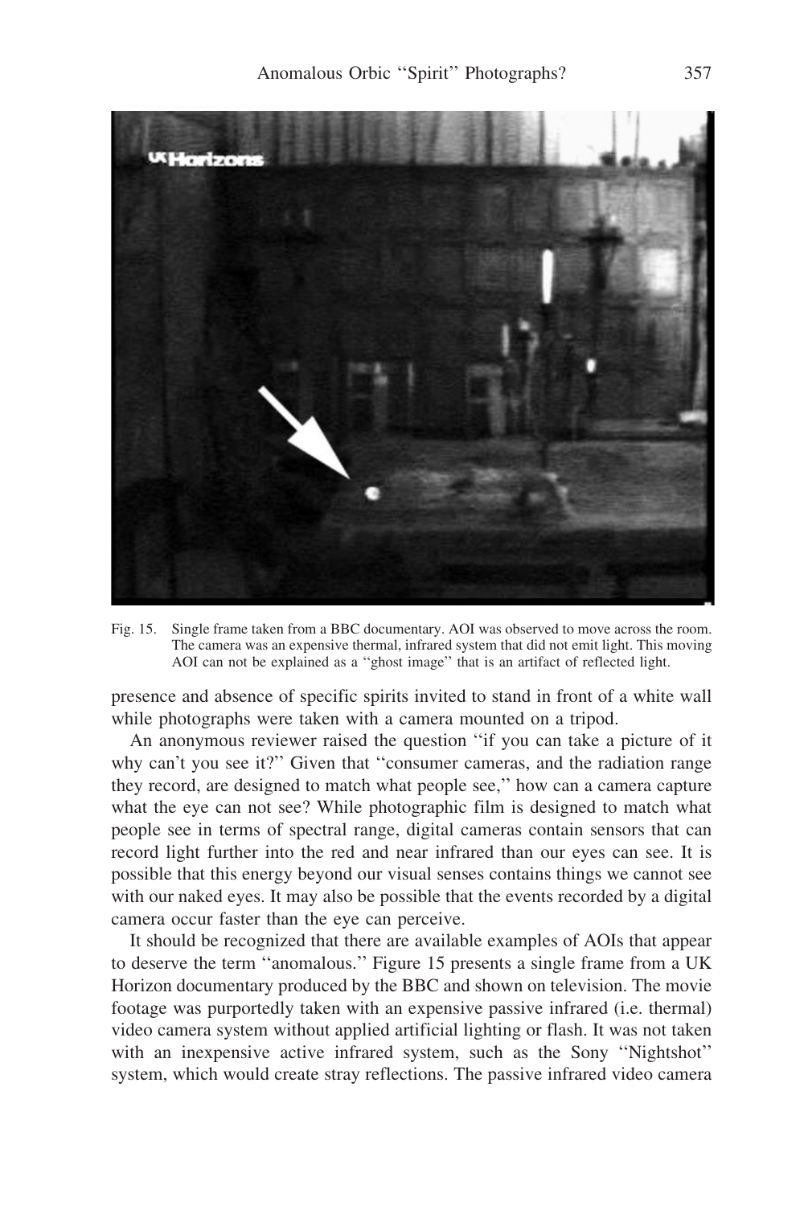Fig. 15. Single frame taken from a BBC documentary. AOI was observed to move across the room. The camera was an expensive thermal, infrared system that did not emit light. This moving AOI can not be explained as a ''ghost image'' that is an artifact of reflected light.

presence and absence of specific spirits invited to stand in front of a white wall while photographs were taken with a camera mounted on a tripod.

An anonymous reviewer raised the question ''if you can take a picture of it why can't you see it?'' Given that ''consumer cameras, and the radiation range they record, are designed to match what people see,'' how can a camera capture what the eye can not see? While photographic film is designed to match what people see in terms of spectral range, digital cameras contain sensors that can record light further into the red and near infrared than our eyes can see. It is possible that this energy beyond our visual senses contains things we cannot see with our naked eyes. It may also be possible that the events recorded by a digital camera occur faster than the eye can perceive.

It should be recognized that there are available examples of AOIs that appear to deserve the term ''anomalous.'' Figure 15 presents a single frame from a UK Horizon documentary produced by the BBC and shown on television. The movie footage was purportedly taken with an expensive passive infrared (i.e. thermal) video camera system without applied artificial lighting or flash. It was not taken with an inexpensive active infrared system, such as the Sony ''Nightshot'' system, which would create stray reflections. The passive infrared video camera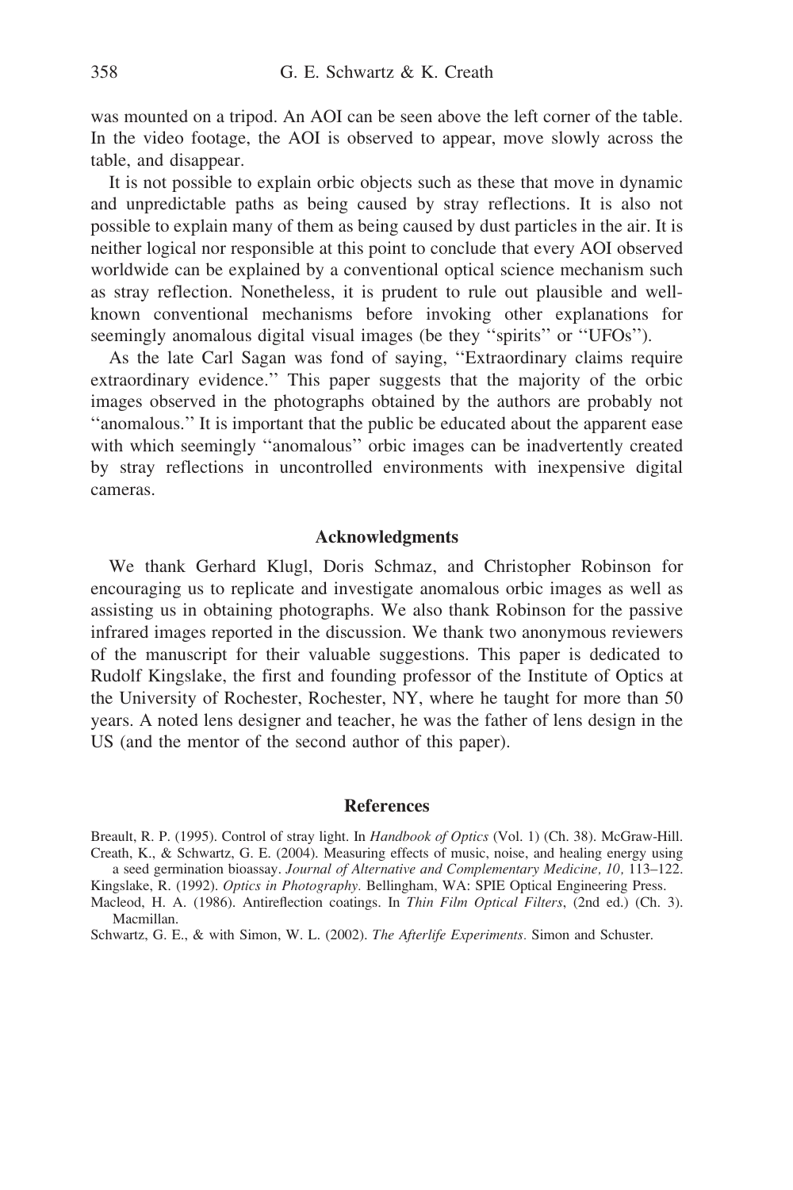was mounted on a tripod. An AOI can be seen above the left corner of the table. In the video footage, the AOI is observed to appear, move slowly across the table, and disappear.

It is not possible to explain orbic objects such as these that move in dynamic and unpredictable paths as being caused by stray reflections. It is also not possible to explain many of them as being caused by dust particles in the air. It is neither logical nor responsible at this point to conclude that every AOI observed worldwide can be explained by a conventional optical science mechanism such as stray reflection. Nonetheless, it is prudent to rule out plausible and well-known conventional mechanisms before invoking other explanations for seemingly anomalous digital visual images (be they ''spirits'' or ''UFOs'').

As the late Carl Sagan was fond of saying, ''Extraordinary claims require extraordinary evidence.'' This paper suggests that the majority of the orbic images observed in the photographs obtained by the authors are probably not ''anomalous.'' It is important that the public be educated about the apparent ease with which seemingly ''anomalous'' orbic images can be inadvertently created by stray reflections in uncontrolled environments with inexpensive digital cameras.

## Acknowledgments

We thank Gerhard Klugl, Doris Schmaz, and Christopher Robinson for encouraging us to replicate and investigate anomalous orbic images as well as assisting us in obtaining photographs. We also thank Robinson for the passive infrared images reported in the discussion. We thank two anonymous reviewers of the manuscript for their valuable suggestions. This paper is dedicated to Rudolf Kingslake, the first and founding professor of the Institute of Optics at the University of Rochester, Rochester, NY, where he taught for more than 50 years. A noted lens designer and teacher, he was the father of lens design in the US (and the mentor of the second author of this paper).

## References

Breault, R. P. (1995). Control of stray light. In *Handbook of Optics* (Vol. 1) (Ch. 38). McGraw-Hill.

Creath, K., & Schwartz, G. E. (2004). Measuring effects of music, noise, and healing energy using a seed germination bioassay. *Journal of Alternative and Complementary Medicine, 10,* 113–122.

Kingslake, R. (1992). *Optics in Photography.* Bellingham, WA: SPIE Optical Engineering Press.

Macleod, H. A. (1986). Antireflection coatings. In *Thin Film Optical Filters*, (2nd ed.) (Ch. 3). Macmillan.

Schwartz, G. E., & with Simon, W. L. (2002). *The Afterlife Experiments.* Simon and Schuster.